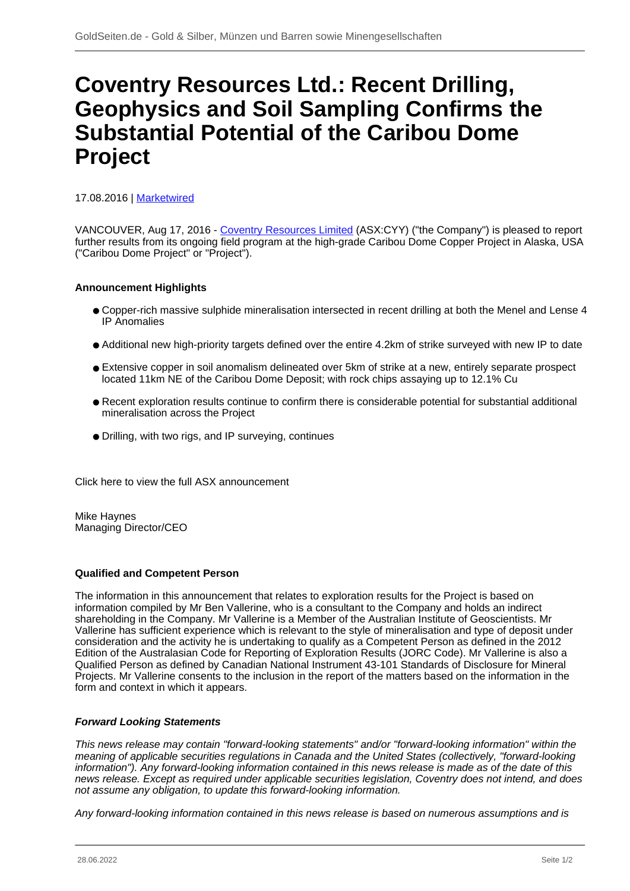# Coventry Resources Ltd.: Recent Drilling, Geophysics and Soil Sampling Confirms the Substantial Potential of the Caribou Dome Project

17.08.2016 | Marketwired

VANCOUVER, Aug 17, 2016 - Coventry Resources Limited (ASX:CYY) ("the Company") is pleased to report further results from its ongoing field program at the high-grade Caribou Dome Copper Project in Alaska, USA ("Caribou Dome Project" or "Project").

**Announcement Highlights**

- Copper-rich massive sulphide mineralisation intersected in recent drilling at both the Menel and Lense 4 IP Anomalies
- Additional new high-priority targets defined over the entire 4.2km of strike surveyed with new IP to date
- Extensive copper in soil anomalism delineated over 5km of strike at a new, entirely separate prospect located 11km NE of the Caribou Dome Deposit; with rock chips assaying up to 12.1% Cu
- Recent exploration results continue to confirm there is considerable potential for substantial additional mineralisation across the Project
- Drilling, with two rigs, and IP surveying, continues

Click here to view the full ASX announcement

Mike Haynes
Managing Director/CEO

**Qualified and Competent Person**

The information in this announcement that relates to exploration results for the Project is based on information compiled by Mr Ben Vallerine, who is a consultant to the Company and holds an indirect shareholding in the Company. Mr Vallerine is a Member of the Australian Institute of Geoscientists. Mr Vallerine has sufficient experience which is relevant to the style of mineralisation and type of deposit under consideration and the activity he is undertaking to qualify as a Competent Person as defined in the 2012 Edition of the Australasian Code for Reporting of Exploration Results (JORC Code). Mr Vallerine is also a Qualified Person as defined by Canadian National Instrument 43-101 Standards of Disclosure for Mineral Projects. Mr Vallerine consents to the inclusion in the report of the matters based on the information in the form and context in which it appears.

***Forward Looking Statements***

*This news release may contain "forward-looking statements" and/or "forward-looking information" within the meaning of applicable securities regulations in Canada and the United States (collectively, "forward-looking information"). Any forward-looking information contained in this news release is made as of the date of this news release. Except as required under applicable securities legislation, Coventry does not intend, and does not assume any obligation, to update this forward-looking information.*

*Any forward-looking information contained in this news release is based on numerous assumptions and is*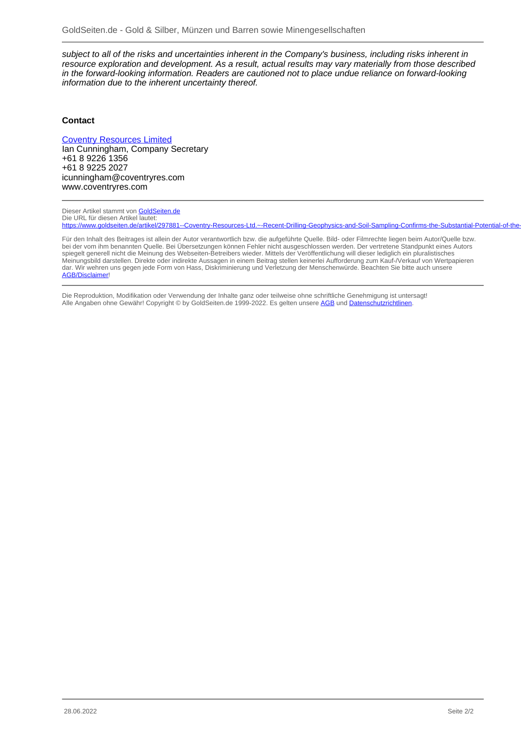*subject to all of the risks and uncertainties inherent in the Company's business, including risks inherent in resource exploration and development. As a result, actual results may vary materially from those described in the forward-looking information. Readers are cautioned not to place undue reliance on forward-looking information due to the inherent uncertainty thereof.*

**Contact**

Coventry Resources Limited
Ian Cunningham, Company Secretary
+61 8 9226 1356
+61 8 9225 2027
icunningham@coventryres.com
www.coventryres.com

Dieser Artikel stammt von GoldSeiten.de
Die URL für diesen Artikel lautet:
https://www.goldseiten.de/artikel/297881--Coventry-Resources-Ltd.~-Recent-Drilling-Geophysics-and-Soil-Sampling-Confirms-the-Substantial-Potential-of-the-

Für den Inhalt des Beitrages ist allein der Autor verantwortlich bzw. die aufgeführte Quelle. Bild- oder Filmrechte liegen beim Autor/Quelle bzw. bei der vom ihm benannten Quelle. Bei Übersetzungen können Fehler nicht ausgeschlossen werden. Der vertretene Standpunkt eines Autors spiegelt generell nicht die Meinung des Webseiten-Betreibers wieder. Mittels der Veröffentlichung will dieser lediglich ein pluralistisches Meinungsbild darstellen. Direkte oder indirekte Aussagen in einem Beitrag stellen keinerlei Aufforderung zum Kauf-/Verkauf von Wertpapieren dar. Wir wehren uns gegen jede Form von Hass, Diskriminierung und Verletzung der Menschenwürde. Beachten Sie bitte auch unsere AGB/Disclaimer!

Die Reproduktion, Modifikation oder Verwendung der Inhalte ganz oder teilweise ohne schriftliche Genehmigung ist untersagt!
Alle Angaben ohne Gewähr! Copyright © by GoldSeiten.de 1999-2022. Es gelten unsere AGB und Datenschutzrichtlinen.